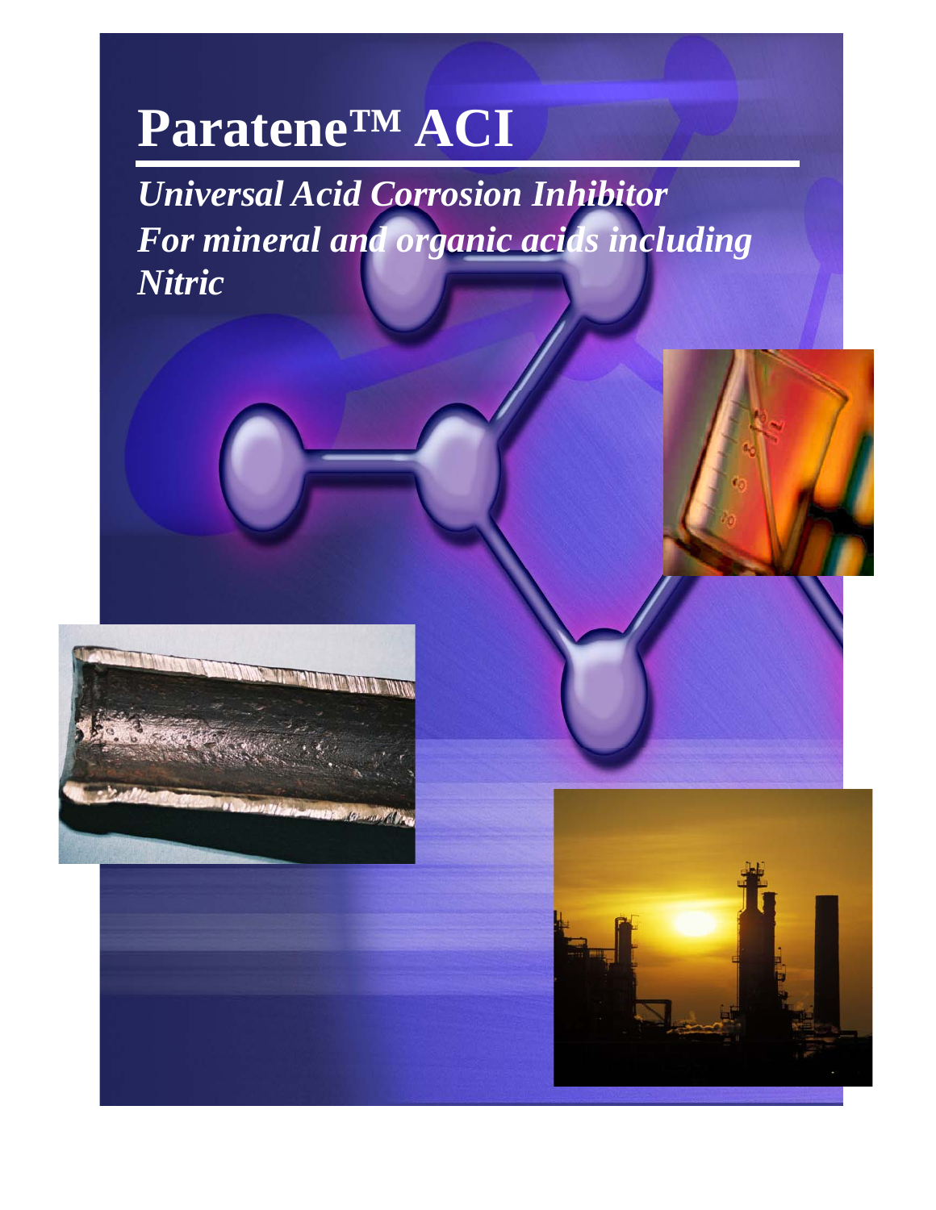# Paratene™ ACI

***Universal Acid Corrosion Inhibitor***
***For mineral and organic acids including Nitric***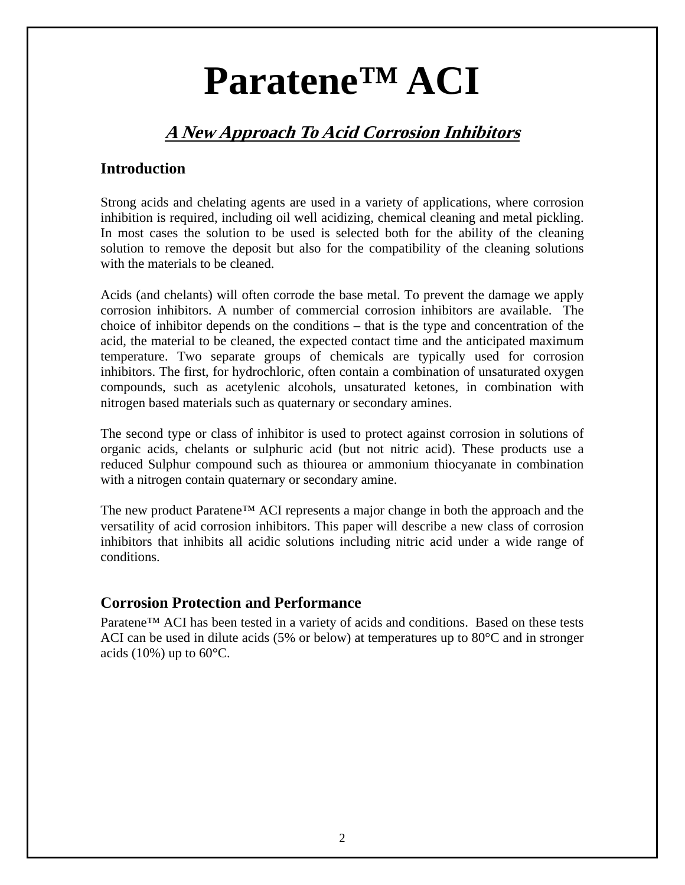# Paratene™ ACI

## *A New Approach To Acid Corrosion Inhibitors*

### Introduction

Strong acids and chelating agents are used in a variety of applications, where corrosion inhibition is required, including oil well acidizing, chemical cleaning and metal pickling. In most cases the solution to be used is selected both for the ability of the cleaning solution to remove the deposit but also for the compatibility of the cleaning solutions with the materials to be cleaned.

Acids (and chelants) will often corrode the base metal. To prevent the damage we apply corrosion inhibitors. A number of commercial corrosion inhibitors are available. The choice of inhibitor depends on the conditions – that is the type and concentration of the acid, the material to be cleaned, the expected contact time and the anticipated maximum temperature. Two separate groups of chemicals are typically used for corrosion inhibitors. The first, for hydrochloric, often contain a combination of unsaturated oxygen compounds, such as acetylenic alcohols, unsaturated ketones, in combination with nitrogen based materials such as quaternary or secondary amines.

The second type or class of inhibitor is used to protect against corrosion in solutions of organic acids, chelants or sulphuric acid (but not nitric acid). These products use a reduced Sulphur compound such as thiourea or ammonium thiocyanate in combination with a nitrogen contain quaternary or secondary amine.

The new product Paratene™ ACI represents a major change in both the approach and the versatility of acid corrosion inhibitors. This paper will describe a new class of corrosion inhibitors that inhibits all acidic solutions including nitric acid under a wide range of conditions.

### Corrosion Protection and Performance

Paratene™ ACI has been tested in a variety of acids and conditions. Based on these tests ACI can be used in dilute acids (5% or below) at temperatures up to 80°C and in stronger acids (10%) up to 60°C.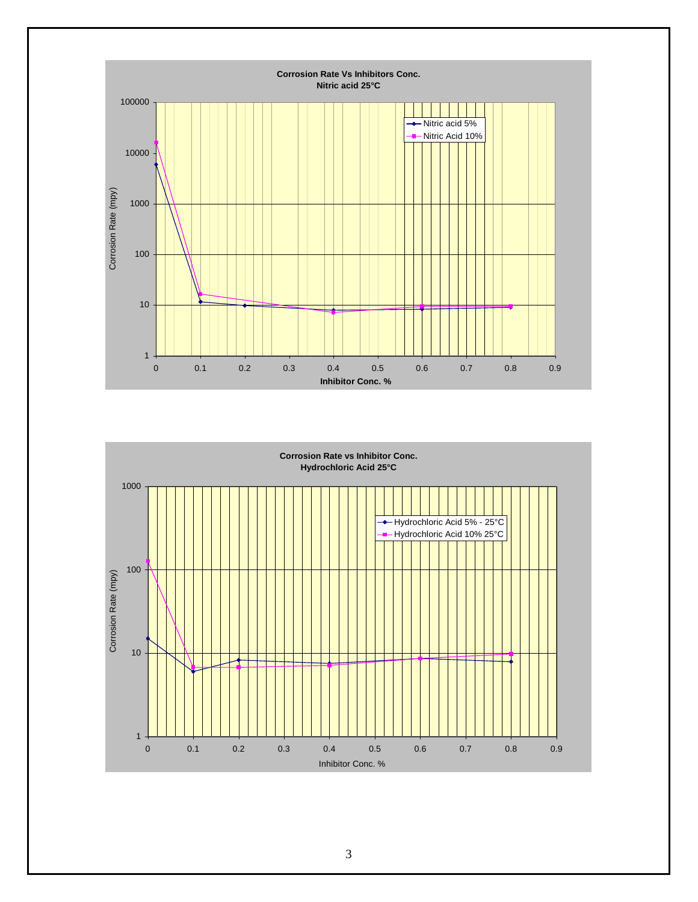**Corrosion Rate Vs Inhibitors Conc.**
**Nitric acid 25°C**

Corrosion Rate (mpy) vs. Inhibitor Conc. %

Legend: Nitric acid 5%; Nitric Acid 10%

**Corrosion Rate vs Inhibitor Conc.**
**Hydrochloric Acid 25°C**

Corrosion Rate (mpy) vs. Inhibitor Conc. %

Legend: Hydrochloric Acid 5% - 25°C; Hydrochloric Acid 10% 25°C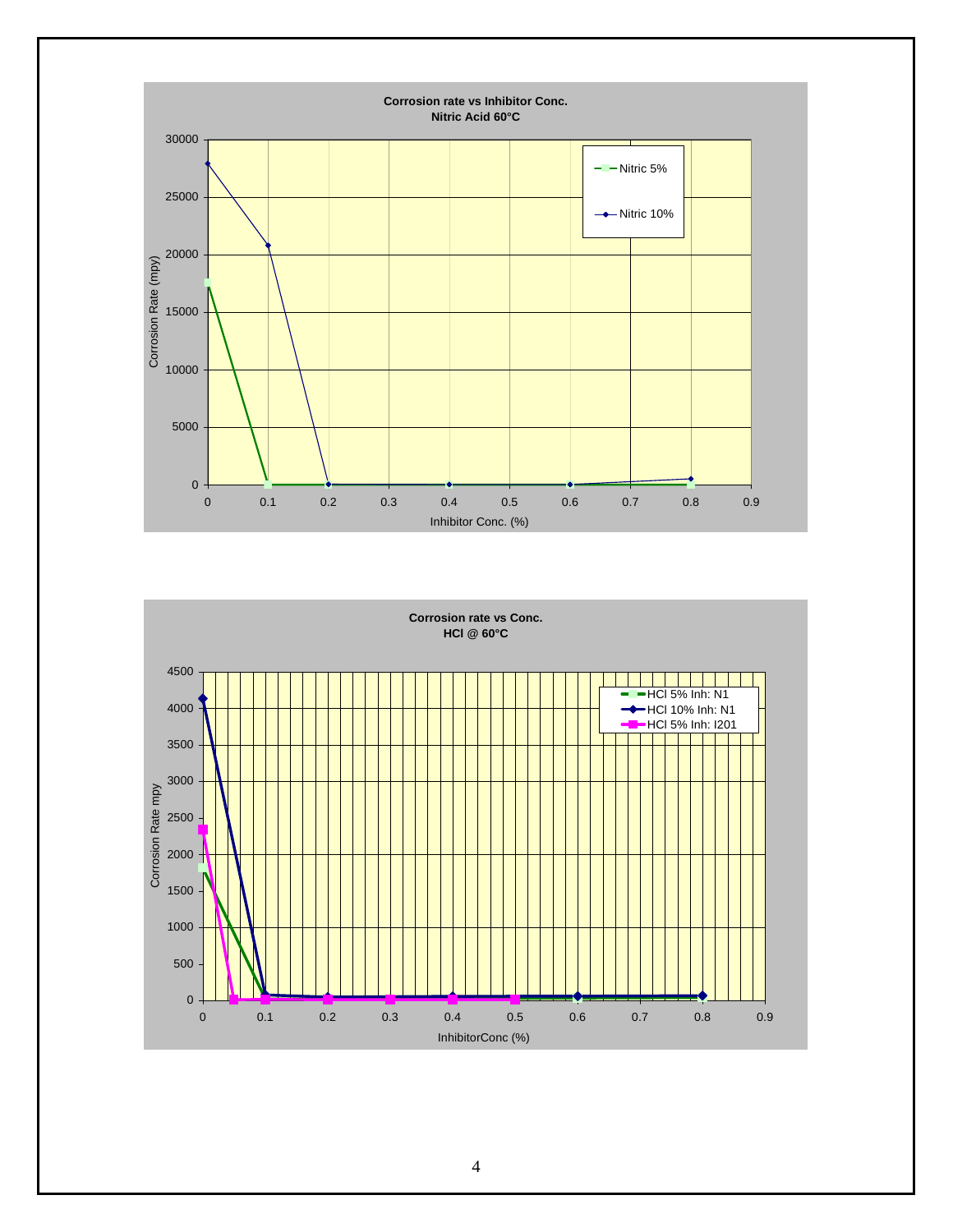**Corrosion rate vs Inhibitor Conc.**
**Nitric Acid 60°C**

Corrosion Rate (mpy)

Inhibitor Conc. (%)

Nitric 5%
Nitric 10%

**Corrosion rate vs Conc.**
**HCl @ 60°C**

Corrosion Rate mpy

InhibitorConc (%)

HCl 5% Inh: N1
HCl 10% Inh: N1
HCl 5% Inh: I201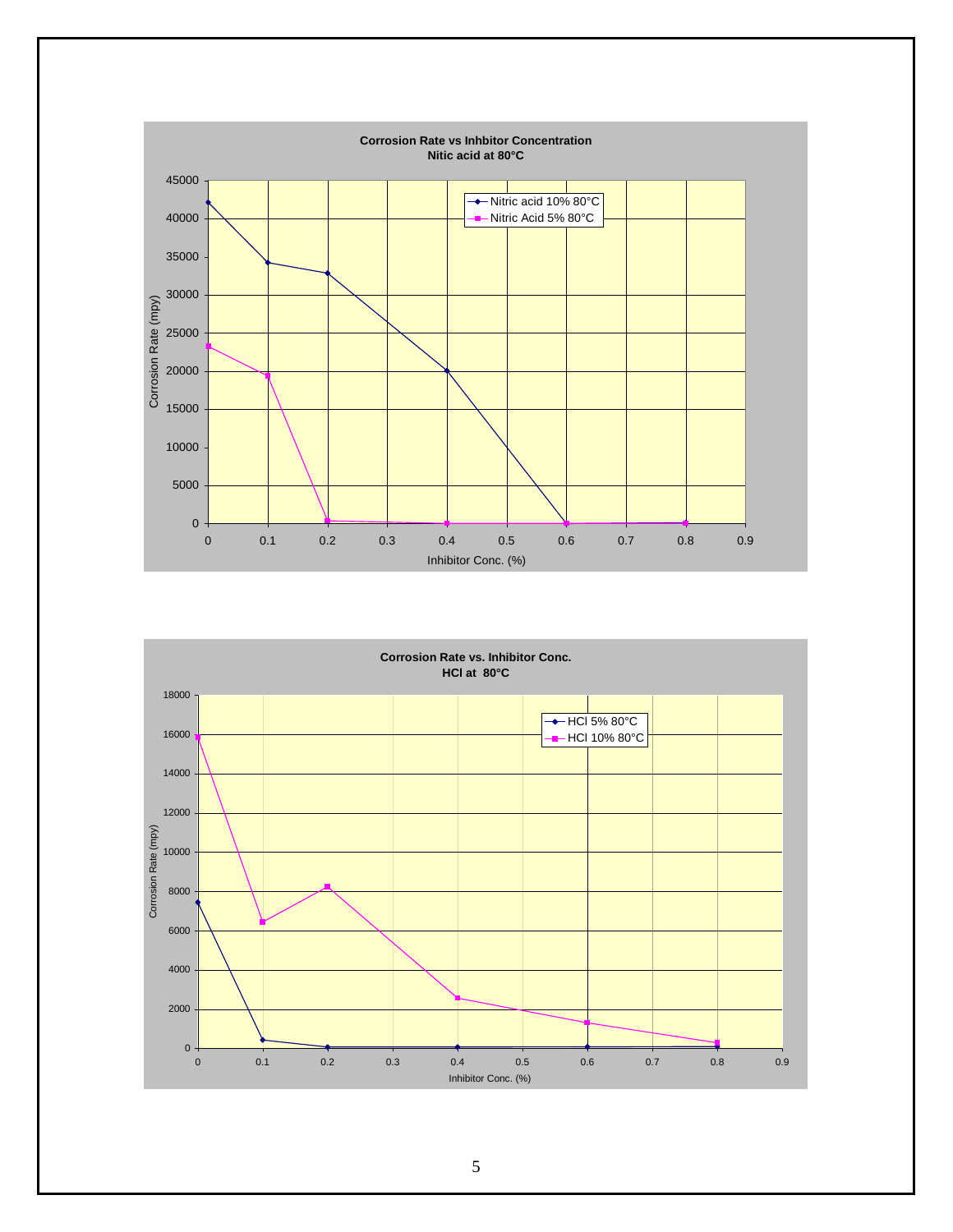**Corrosion Rate vs Inhbitor Concentration**
**Nitic acid at 80°C**

Corrosion Rate (mpy)

45000, 40000, 35000, 30000, 25000, 20000, 15000, 10000, 5000, 0

0, 0.1, 0.2, 0.3, 0.4, 0.5, 0.6, 0.7, 0.8, 0.9

Inhibitor Conc. (%)

- Nitric acid 10% 80°C
- Nitric Acid 5% 80°C

**Corrosion Rate vs. Inhibitor Conc.**
**HCl at 80°C**

Corrosion Rate (mpy)

18000, 16000, 14000, 12000, 10000, 8000, 6000, 4000, 2000, 0

0, 0.1, 0.2, 0.3, 0.4, 0.5, 0.6, 0.7, 0.8, 0.9

Inhibitor Conc. (%)

- HCl 5% 80°C
- HCl 10% 80°C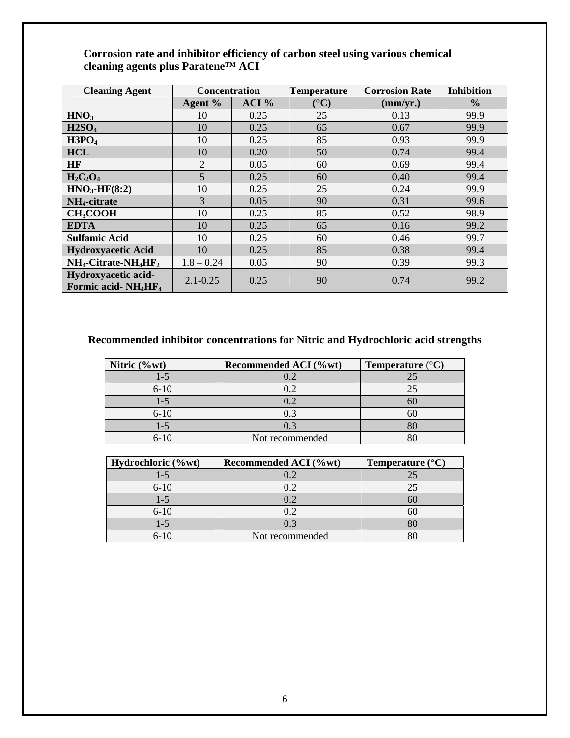**Corrosion rate and inhibitor efficiency of carbon steel using various chemical cleaning agents plus Paratene™ ACI**

| Cleaning Agent | Concentration | | Temperature | Corrosion Rate | Inhibition |
|---|---|---|---|---|---|
| | Agent % | ACI % | (°C) | (mm/yr.) | % |
| **$HNO_3$** | 10 | 0.25 | 25 | 0.13 | 99.9 |
| **$H_2SO_4$** | 10 | 0.25 | 65 | 0.67 | 99.9 |
| **$H_3PO_4$** | 10 | 0.25 | 85 | 0.93 | 99.9 |
| **HCL** | 10 | 0.20 | 50 | 0.74 | 99.4 |
| **HF** | 2 | 0.05 | 60 | 0.69 | 99.4 |
| **$H_2C_2O_4$** | 5 | 0.25 | 60 | 0.40 | 99.4 |
| **$HNO_3$-HF(8:2)** | 10 | 0.25 | 25 | 0.24 | 99.9 |
| **$NH_4$-citrate** | 3 | 0.05 | 90 | 0.31 | 99.6 |
| **$CH_3COOH$** | 10 | 0.25 | 85 | 0.52 | 98.9 |
| **EDTA** | 10 | 0.25 | 65 | 0.16 | 99.2 |
| **Sulfamic Acid** | 10 | 0.25 | 60 | 0.46 | 99.7 |
| **Hydroxyacetic Acid** | 10 | 0.25 | 85 | 0.38 | 99.4 |
| **$NH_4$-Citrate-$NH_4HF_2$** | 1.8 – 0.24 | 0.05 | 90 | 0.39 | 99.3 |
| **Hydroxyacetic acid-Formic acid- $NH_4HF_4$** | 2.1-0.25 | 0.25 | 90 | 0.74 | 99.2 |

**Recommended inhibitor concentrations for Nitric and Hydrochloric acid strengths**

| Nitric (%wt) | Recommended ACI (%wt) | Temperature (°C) |
|---|---|---|
| 1-5 | 0.2 | 25 |
| 6-10 | 0.2 | 25 |
| 1-5 | 0.2 | 60 |
| 6-10 | 0.3 | 60 |
| 1-5 | 0.3 | 80 |
| 6-10 | Not recommended | 80 |

| Hydrochloric (%wt) | Recommended ACI (%wt) | Temperature (°C) |
|---|---|---|
| 1-5 | 0.2 | 25 |
| 6-10 | 0.2 | 25 |
| 1-5 | 0.2 | 60 |
| 6-10 | 0.2 | 60 |
| 1-5 | 0.3 | 80 |
| 6-10 | Not recommended | 80 |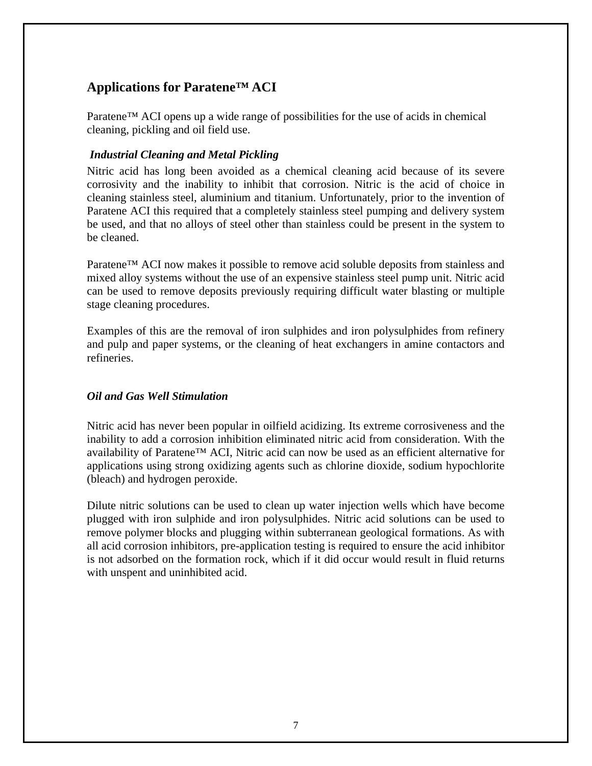## Applications for Paratene™ ACI

Paratene™ ACI opens up a wide range of possibilities for the use of acids in chemical cleaning, pickling and oil field use.

### *Industrial Cleaning and Metal Pickling*

Nitric acid has long been avoided as a chemical cleaning acid because of its severe corrosivity and the inability to inhibit that corrosion. Nitric is the acid of choice in cleaning stainless steel, aluminium and titanium. Unfortunately, prior to the invention of Paratene ACI this required that a completely stainless steel pumping and delivery system be used, and that no alloys of steel other than stainless could be present in the system to be cleaned.

Paratene™ ACI now makes it possible to remove acid soluble deposits from stainless and mixed alloy systems without the use of an expensive stainless steel pump unit. Nitric acid can be used to remove deposits previously requiring difficult water blasting or multiple stage cleaning procedures.

Examples of this are the removal of iron sulphides and iron polysulphides from refinery and pulp and paper systems, or the cleaning of heat exchangers in amine contactors and refineries.

### *Oil and Gas Well Stimulation*

Nitric acid has never been popular in oilfield acidizing. Its extreme corrosiveness and the inability to add a corrosion inhibition eliminated nitric acid from consideration. With the availability of Paratene™ ACI, Nitric acid can now be used as an efficient alternative for applications using strong oxidizing agents such as chlorine dioxide, sodium hypochlorite (bleach) and hydrogen peroxide.

Dilute nitric solutions can be used to clean up water injection wells which have become plugged with iron sulphide and iron polysulphides. Nitric acid solutions can be used to remove polymer blocks and plugging within subterranean geological formations. As with all acid corrosion inhibitors, pre-application testing is required to ensure the acid inhibitor is not adsorbed on the formation rock, which if it did occur would result in fluid returns with unspent and uninhibited acid.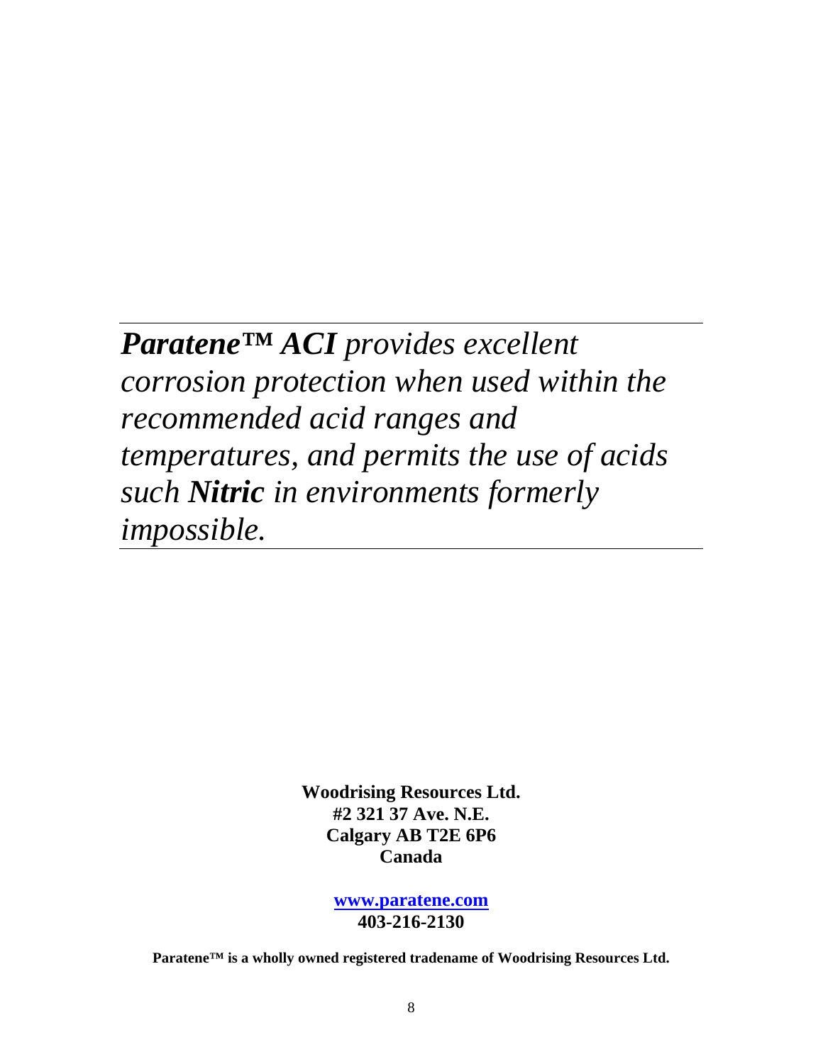***Paratene™ ACI** provides excellent corrosion protection when used within the recommended acid ranges and temperatures, and permits the use of acids such **Nitric** in environments formerly impossible.*

**Woodrising Resources Ltd.**
**#2 321 37 Ave. N.E.**
**Calgary AB T2E 6P6**
**Canada**

**[www.paratene.com](http://www.paratene.com)**
**403-216-2130**

**Paratene™ is a wholly owned registered tradename of Woodrising Resources Ltd.**